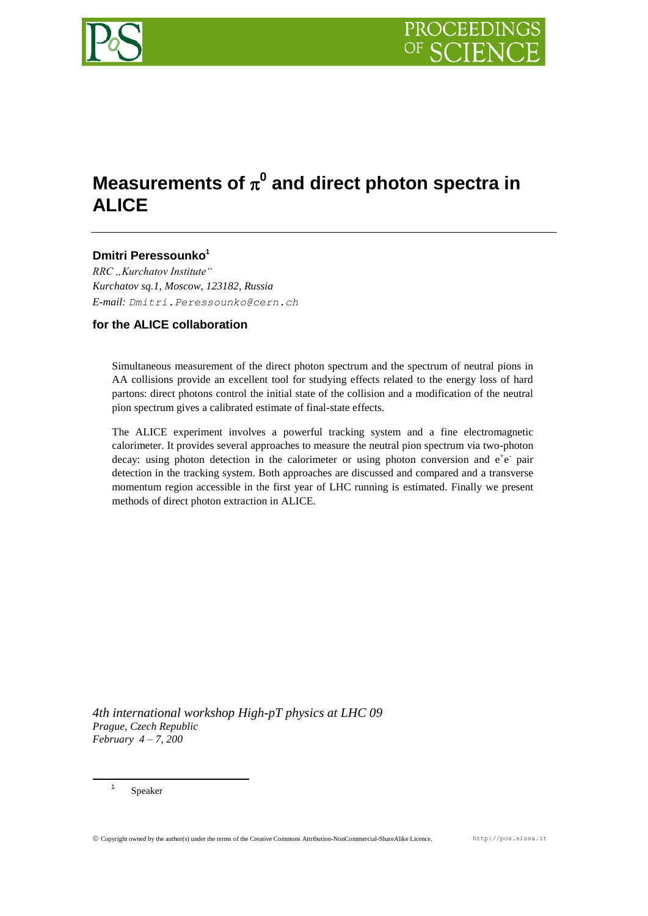# Measurements of $\pi^0$ and direct photon spectra in ALICE

### Dmitri Peressounko[1]

*RRC „Kurchatov Institute"*
*Kurchatov sq.1, Moscow, 123182, Russia*
*E-mail:* Dmitri.Peressounko@cern.ch

### for the ALICE collaboration

Simultaneous measurement of the direct photon spectrum and the spectrum of neutral pions in AA collisions provide an excellent tool for studying effects related to the energy loss of hard partons: direct photons control the initial state of the collision and a modification of the neutral pion spectrum gives a calibrated estimate of final-state effects.

The ALICE experiment involves a powerful tracking system and a fine electromagnetic calorimeter. It provides several approaches to measure the neutral pion spectrum via two-photon decay: using photon detection in the calorimeter or using photon conversion and $e^+e^-$ pair detection in the tracking system. Both approaches are discussed and compared and a transverse momentum region accessible in the first year of LHC running is estimated. Finally we present methods of direct photon extraction in ALICE.

*4th international workshop High-pT physics at LHC 09*
*Prague, Czech Republic*
*February 4 – 7, 200*

---

[1] Speaker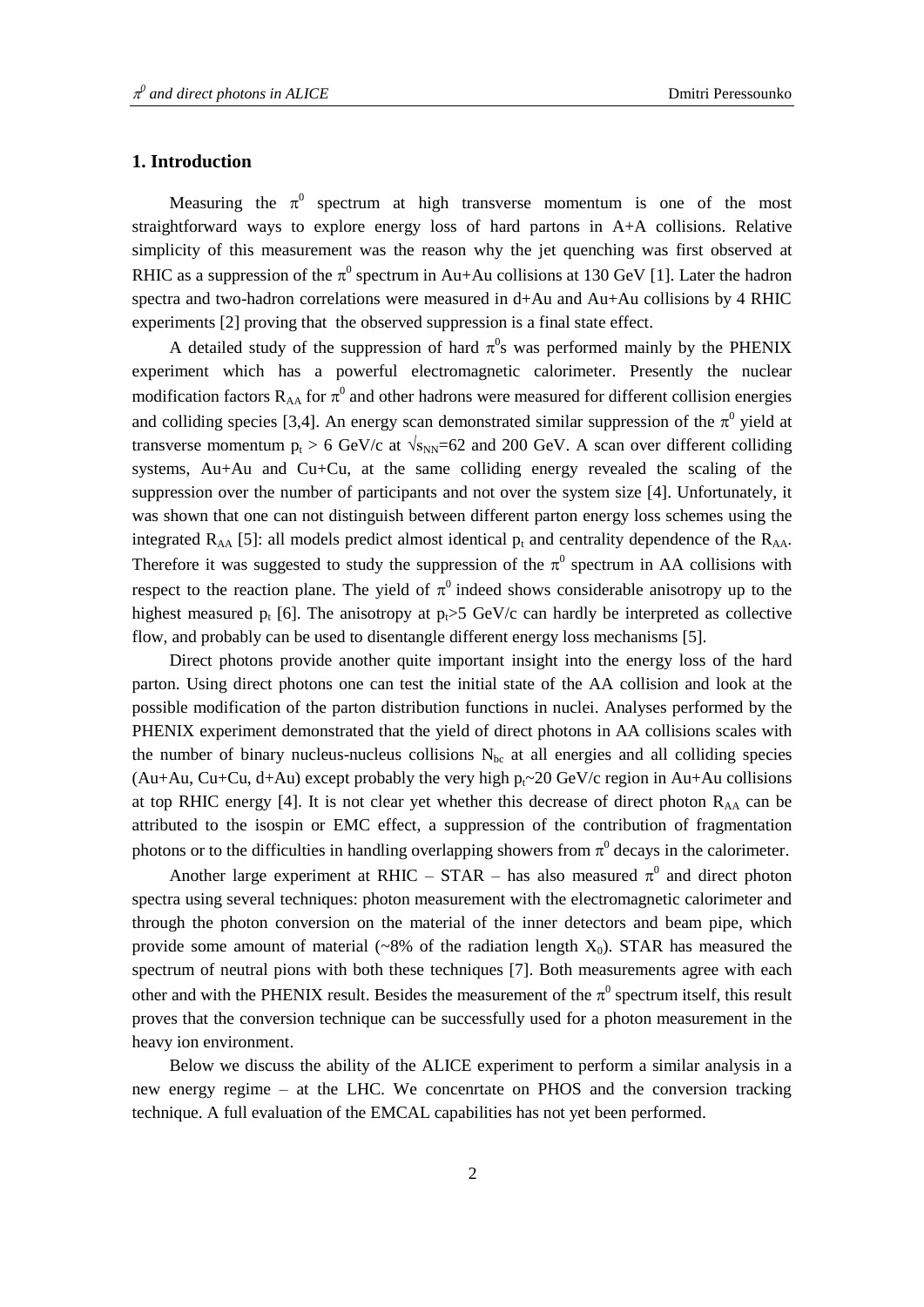## 1. Introduction

Measuring the $\pi^0$ spectrum at high transverse momentum is one of the most straightforward ways to explore energy loss of hard partons in A+A collisions. Relative simplicity of this measurement was the reason why the jet quenching was first observed at RHIC as a suppression of the $\pi^0$ spectrum in Au+Au collisions at 130 GeV [1]. Later the hadron spectra and two-hadron correlations were measured in d+Au and Au+Au collisions by 4 RHIC experiments [2] proving that the observed suppression is a final state effect.

A detailed study of the suppression of hard $\pi^0$s was performed mainly by the PHENIX experiment which has a powerful electromagnetic calorimeter. Presently the nuclear modification factors $R_{AA}$ for $\pi^0$ and other hadrons were measured for different collision energies and colliding species [3,4]. An energy scan demonstrated similar suppression of the $\pi^0$ yield at transverse momentum $p_t > 6$ GeV/c at $\sqrt{s_{NN}}$=62 and 200 GeV. A scan over different colliding systems, Au+Au and Cu+Cu, at the same colliding energy revealed the scaling of the suppression over the number of participants and not over the system size [4]. Unfortunately, it was shown that one can not distinguish between different parton energy loss schemes using the integrated $R_{AA}$ [5]: all models predict almost identical $p_t$ and centrality dependence of the $R_{AA}$. Therefore it was suggested to study the suppression of the $\pi^0$ spectrum in AA collisions with respect to the reaction plane. The yield of $\pi^0$ indeed shows considerable anisotropy up to the highest measured $p_t$ [6]. The anisotropy at $p_t$>5 GeV/c can hardly be interpreted as collective flow, and probably can be used to disentangle different energy loss mechanisms [5].

Direct photons provide another quite important insight into the energy loss of the hard parton. Using direct photons one can test the initial state of the AA collision and look at the possible modification of the parton distribution functions in nuclei. Analyses performed by the PHENIX experiment demonstrated that the yield of direct photons in AA collisions scales with the number of binary nucleus-nucleus collisions $N_{bc}$ at all energies and all colliding species (Au+Au, Cu+Cu, d+Au) except probably the very high $p_t$~20 GeV/c region in Au+Au collisions at top RHIC energy [4]. It is not clear yet whether this decrease of direct photon $R_{AA}$ can be attributed to the isospin or EMC effect, a suppression of the contribution of fragmentation photons or to the difficulties in handling overlapping showers from $\pi^0$ decays in the calorimeter.

Another large experiment at RHIC – STAR – has also measured $\pi^0$ and direct photon spectra using several techniques: photon measurement with the electromagnetic calorimeter and through the photon conversion on the material of the inner detectors and beam pipe, which provide some amount of material (~8% of the radiation length $X_0$). STAR has measured the spectrum of neutral pions with both these techniques [7]. Both measurements agree with each other and with the PHENIX result. Besides the measurement of the $\pi^0$ spectrum itself, this result proves that the conversion technique can be successfully used for a photon measurement in the heavy ion environment.

Below we discuss the ability of the ALICE experiment to perform a similar analysis in a new energy regime – at the LHC. We concenrtate on PHOS and the conversion tracking technique. A full evaluation of the EMCAL capabilities has not yet been performed.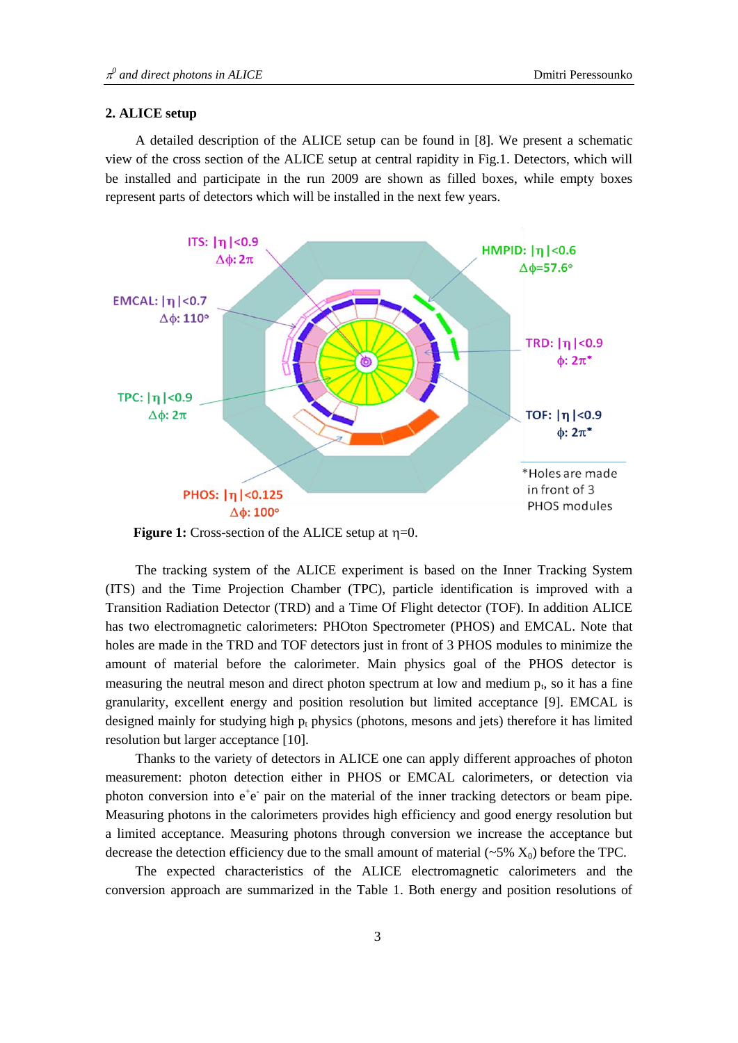## 2. ALICE setup

A detailed description of the ALICE setup can be found in [8]. We present a schematic view of the cross section of the ALICE setup at central rapidity in Fig.1. Detectors, which will be installed and participate in the run 2009 are shown as filled boxes, while empty boxes represent parts of detectors which will be installed in the next few years.

**Figure 1:** Cross-section of the ALICE setup at η=0.

The tracking system of the ALICE experiment is based on the Inner Tracking System (ITS) and the Time Projection Chamber (TPC), particle identification is improved with a Transition Radiation Detector (TRD) and a Time Of Flight detector (TOF). In addition ALICE has two electromagnetic calorimeters: PHOton Spectrometer (PHOS) and EMCAL. Note that holes are made in the TRD and TOF detectors just in front of 3 PHOS modules to minimize the amount of material before the calorimeter. Main physics goal of the PHOS detector is measuring the neutral meson and direct photon spectrum at low and medium $p_t$, so it has a fine granularity, excellent energy and position resolution but limited acceptance [9]. EMCAL is designed mainly for studying high $p_t$ physics (photons, mesons and jets) therefore it has limited resolution but larger acceptance [10].

Thanks to the variety of detectors in ALICE one can apply different approaches of photon measurement: photon detection either in PHOS or EMCAL calorimeters, or detection via photon conversion into $e^+e^-$ pair on the material of the inner tracking detectors or beam pipe. Measuring photons in the calorimeters provides high efficiency and good energy resolution but a limited acceptance. Measuring photons through conversion we increase the acceptance but decrease the detection efficiency due to the small amount of material (~5% $X_0$) before the TPC.

The expected characteristics of the ALICE electromagnetic calorimeters and the conversion approach are summarized in the Table 1. Both energy and position resolutions of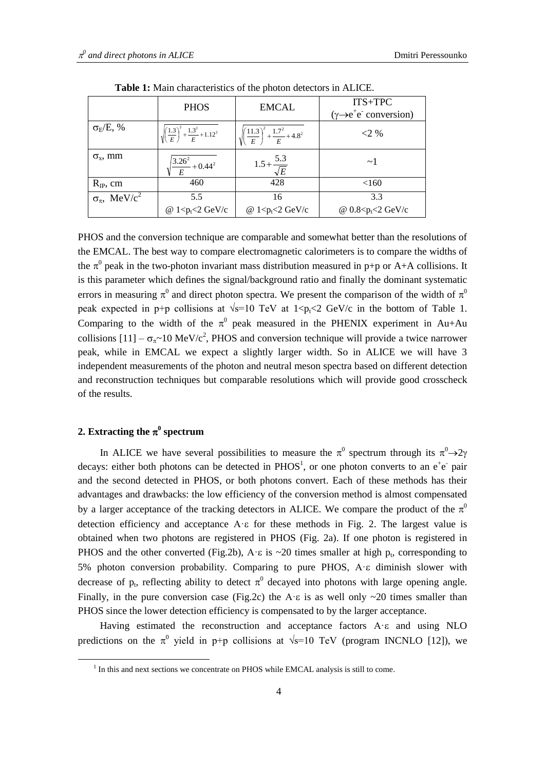**Table 1:** Main characteristics of the photon detectors in ALICE.

| | PHOS | EMCAL | ITS+TPC ($\gamma \rightarrow e^+e^-$ conversion) |
|---|---|---|---|
| $\sigma_E/E$, % | $\sqrt{\left(\frac{1.3}{E}\right)^2 + \frac{1.3^2}{E} + 1.12^2}$ | $\sqrt{\left(\frac{11.3}{E}\right)^2 + \frac{1.7^2}{E} + 4.8^2}$ | <2 % |
| $\sigma_x$, mm | $\sqrt{\frac{3.26^2}{E} + 0.44^2}$ | $1.5 + \frac{5.3}{\sqrt{E}}$ | ~1 |
| $R_{IP}$, cm | 460 | 428 | <160 |
| $\sigma_\pi$, MeV/$c^2$ | 5.5 @ $1<p_t<2$ GeV/c | 16 @ $1<p_t<2$ GeV/c | 3.3 @ $0.8<p_t<2$ GeV/c |

PHOS and the conversion technique are comparable and somewhat better than the resolutions of the EMCAL. The best way to compare electromagnetic calorimeters is to compare the widths of the $\pi^0$ peak in the two-photon invariant mass distribution measured in p+p or A+A collisions. It is this parameter which defines the signal/background ratio and finally the dominant systematic errors in measuring $\pi^0$ and direct photon spectra. We present the comparison of the width of $\pi^0$ peak expected in p+p collisions at $\sqrt{s}$=10 TeV at $1<p_t<2$ GeV/c in the bottom of Table 1. Comparing to the width of the $\pi^0$ peak measured in the PHENIX experiment in Au+Au collisions [11] – $\sigma_\pi$~10 MeV/$c^2$, PHOS and conversion technique will provide a twice narrower peak, while in EMCAL we expect a slightly larger width. So in ALICE we will have 3 independent measurements of the photon and neutral meson spectra based on different detection and reconstruction techniques but comparable resolutions which will provide good crosscheck of the results.

## 2. Extracting the $\pi^0$ spectrum

In ALICE we have several possibilities to measure the $\pi^0$ spectrum through its $\pi^0 \rightarrow 2\gamma$ decays: either both photons can be detected in PHOS[1], or one photon converts to an $e^+e^-$ pair and the second detected in PHOS, or both photons convert. Each of these methods has their advantages and drawbacks: the low efficiency of the conversion method is almost compensated by a larger acceptance of the tracking detectors in ALICE. We compare the product of the $\pi^0$ detection efficiency and acceptance $A \cdot \varepsilon$ for these methods in Fig. 2. The largest value is obtained when two photons are registered in PHOS (Fig. 2a). If one photon is registered in PHOS and the other converted (Fig.2b), $A \cdot \varepsilon$ is ~20 times smaller at high $p_t$, corresponding to 5% photon conversion probability. Comparing to pure PHOS, $A \cdot \varepsilon$ diminish slower with decrease of $p_t$, reflecting ability to detect $\pi^0$ decayed into photons with large opening angle. Finally, in the pure conversion case (Fig.2c) the $A \cdot \varepsilon$ is as well only ~20 times smaller than PHOS since the lower detection efficiency is compensated to by the larger acceptance.

Having estimated the reconstruction and acceptance factors $A \cdot \varepsilon$ and using NLO predictions on the $\pi^0$ yield in p+p collisions at $\sqrt{s}$=10 TeV (program INCNLO [12]), we

[1] In this and next sections we concentrate on PHOS while EMCAL analysis is still to come.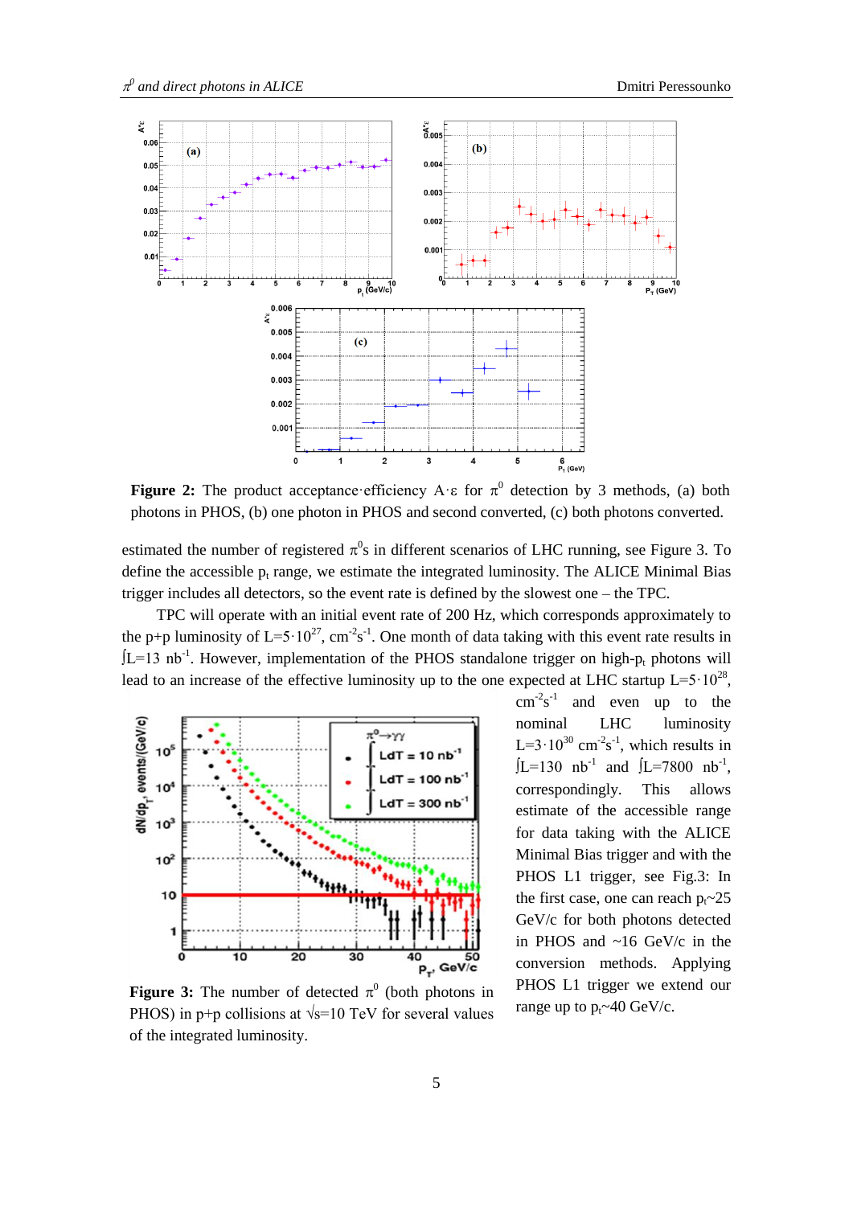**Figure 2:** The product acceptance·efficiency A·ε for $\pi^0$ detection by 3 methods, (a) both photons in PHOS, (b) one photon in PHOS and second converted, (c) both photons converted.

estimated the number of registered $\pi^0$s in different scenarios of LHC running, see Figure 3. To define the accessible $p_t$ range, we estimate the integrated luminosity. The ALICE Minimal Bias trigger includes all detectors, so the event rate is defined by the slowest one – the TPC.

TPC will operate with an initial event rate of 200 Hz, which corresponds approximately to the p+p luminosity of $L=5\cdot10^{27}$, $cm^{-2}s^{-1}$. One month of data taking with this event rate results in $\int L=13\ nb^{-1}$. However, implementation of the PHOS standalone trigger on high-$p_t$ photons will lead to an increase of the effective luminosity up to the one expected at LHC startup $L=5\cdot10^{28}$, $cm^{-2}s^{-1}$ and even up to the nominal LHC luminosity $L=3\cdot10^{30}\ cm^{-2}s^{-1}$, which results in $\int L=130\ nb^{-1}$ and $\int L=7800\ nb^{-1}$, correspondingly. This allows estimate of the accessible range for data taking with the ALICE Minimal Bias trigger and with the PHOS L1 trigger, see Fig.3: In the first case, one can reach $p_t$~25 GeV/c for both photons detected in PHOS and ~16 GeV/c in the conversion methods. Applying PHOS L1 trigger we extend our range up to $p_t$~40 GeV/c.

**Figure 3:** The number of detected $\pi^0$ (both photons in PHOS) in p+p collisions at $\sqrt{s}$=10 TeV for several values of the integrated luminosity.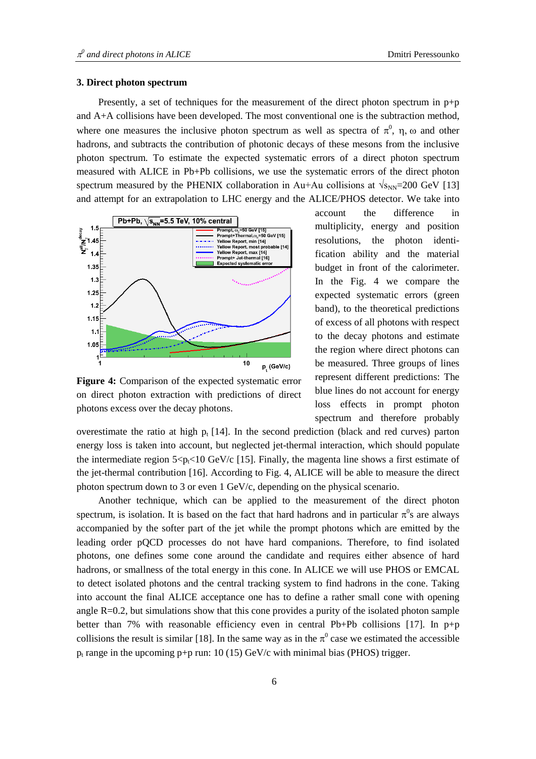## 3. Direct photon spectrum

Presently, a set of techniques for the measurement of the direct photon spectrum in p+p and A+A collisions have been developed. The most conventional one is the subtraction method, where one measures the inclusive photon spectrum as well as spectra of $\pi^0$, $\eta$, $\omega$ and other hadrons, and subtracts the contribution of photonic decays of these mesons from the inclusive photon spectrum. To estimate the expected systematic errors of a direct photon spectrum measured with ALICE in Pb+Pb collisions, we use the systematic errors of the direct photon spectrum measured by the PHENIX collaboration in Au+Au collisions at $\sqrt{s_{NN}}$=200 GeV [13] and attempt for an extrapolation to LHC energy and the ALICE/PHOS detector. We take into account the difference in multiplicity, energy and position resolutions, the photon identification ability and the material budget in front of the calorimeter. In the Fig. 4 we compare the expected systematic errors (green band), to the theoretical predictions of excess of all photons with respect to the decay photons and estimate the region where direct photons can be measured. Three groups of lines represent different predictions: The blue lines do not account for energy loss effects in prompt photon spectrum and therefore probably overestimate the ratio at high $p_t$ [14]. In the second prediction (black and red curves) parton energy loss is taken into account, but neglected jet-thermal interaction, which should populate the intermediate region $5<p_t<10$ GeV/c [15]. Finally, the magenta line shows a first estimate of the jet-thermal contribution [16]. According to Fig. 4, ALICE will be able to measure the direct photon spectrum down to 3 or even 1 GeV/c, depending on the physical scenario.

**Figure 4:** Comparison of the expected systematic error on direct photon extraction with predictions of direct photons excess over the decay photons.

Another technique, which can be applied to the measurement of the direct photon spectrum, is isolation. It is based on the fact that hard hadrons and in particular $\pi^0$s are always accompanied by the softer part of the jet while the prompt photons which are emitted by the leading order pQCD processes do not have hard companions. Therefore, to find isolated photons, one defines some cone around the candidate and requires either absence of hard hadrons, or smallness of the total energy in this cone. In ALICE we will use PHOS or EMCAL to detect isolated photons and the central tracking system to find hadrons in the cone. Taking into account the final ALICE acceptance one has to define a rather small cone with opening angle R=0.2, but simulations show that this cone provides a purity of the isolated photon sample better than 7% with reasonable efficiency even in central Pb+Pb collisions [17]. In p+p collisions the result is similar [18]. In the same way as in the $\pi^0$ case we estimated the accessible $p_t$ range in the upcoming p+p run: 10 (15) GeV/c with minimal bias (PHOS) trigger.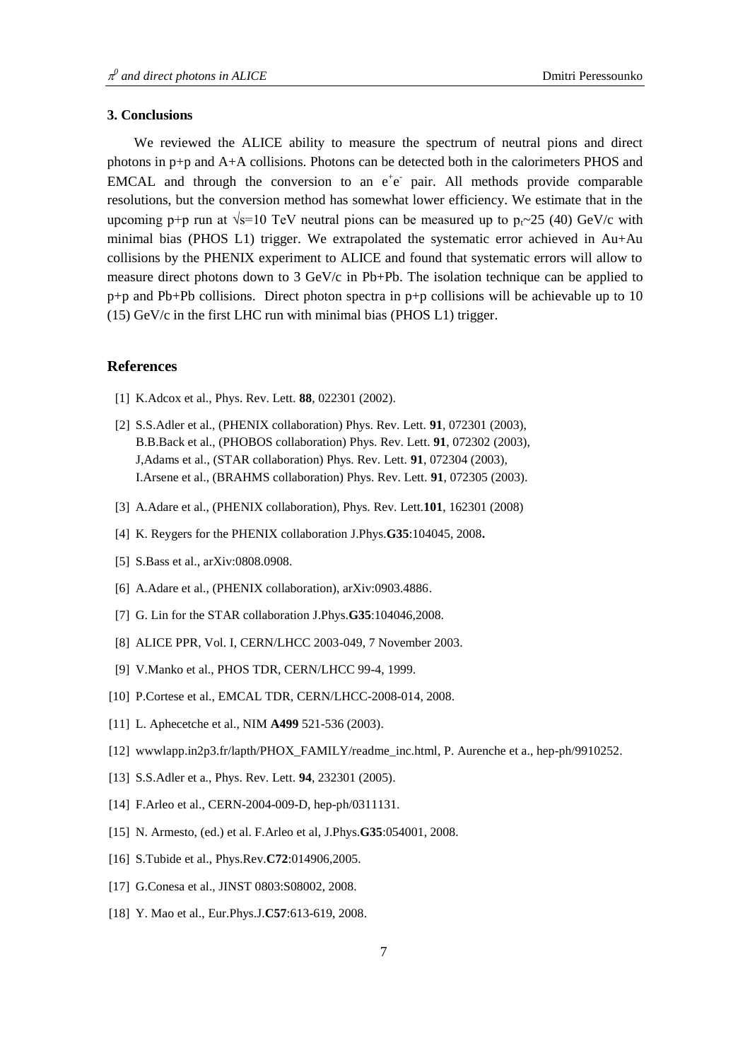### 3. Conclusions

We reviewed the ALICE ability to measure the spectrum of neutral pions and direct photons in p+p and A+A collisions. Photons can be detected both in the calorimeters PHOS and EMCAL and through the conversion to an $e^+e^-$ pair. All methods provide comparable resolutions, but the conversion method has somewhat lower efficiency. We estimate that in the upcoming p+p run at $\sqrt{s}$=10 TeV neutral pions can be measured up to $p_t$~25 (40) GeV/c with minimal bias (PHOS L1) trigger. We extrapolated the systematic error achieved in Au+Au collisions by the PHENIX experiment to ALICE and found that systematic errors will allow to measure direct photons down to 3 GeV/c in Pb+Pb. The isolation technique can be applied to p+p and Pb+Pb collisions. Direct photon spectra in p+p collisions will be achievable up to 10 (15) GeV/c in the first LHC run with minimal bias (PHOS L1) trigger.

## References

[1] K.Adcox et al., Phys. Rev. Lett. **88**, 022301 (2002).

[2] S.S.Adler et al., (PHENIX collaboration) Phys. Rev. Lett. **91**, 072301 (2003),
B.B.Back et al., (PHOBOS collaboration) Phys. Rev. Lett. **91**, 072302 (2003),
J,Adams et al., (STAR collaboration) Phys. Rev. Lett. **91**, 072304 (2003),
I.Arsene et al., (BRAHMS collaboration) Phys. Rev. Lett. **91**, 072305 (2003).

[3] A.Adare et al., (PHENIX collaboration), Phys. Rev. Lett.**101**, 162301 (2008)

[4] K. Reygers for the PHENIX collaboration J.Phys.**G35**:104045, 2008**.**

[5] S.Bass et al., arXiv:0808.0908.

[6] A.Adare et al., (PHENIX collaboration), arXiv:0903.4886.

[7] G. Lin for the STAR collaboration J.Phys.**G35**:104046,2008.

[8] ALICE PPR, Vol. I, CERN/LHCC 2003-049, 7 November 2003.

[9] V.Manko et al., PHOS TDR, CERN/LHCC 99-4, 1999.

[10] P.Cortese et al., EMCAL TDR, CERN/LHCC-2008-014, 2008.

[11] L. Aphecetche et al., NIM **A499** 521-536 (2003).

[12] wwwlapp.in2p3.fr/lapth/PHOX_FAMILY/readme_inc.html, P. Aurenche et a., hep-ph/9910252.

[13] S.S.Adler et a., Phys. Rev. Lett. **94**, 232301 (2005).

[14] F.Arleo et al., CERN-2004-009-D, hep-ph/0311131.

[15] N. Armesto, (ed.) et al. F.Arleo et al, J.Phys.**G35**:054001, 2008.

[16] S.Tubide et al., Phys.Rev.**C72**:014906,2005.

[17] G.Conesa et al., JINST 0803:S08002, 2008.

[18] Y. Mao et al., Eur.Phys.J.**C57**:613-619, 2008.